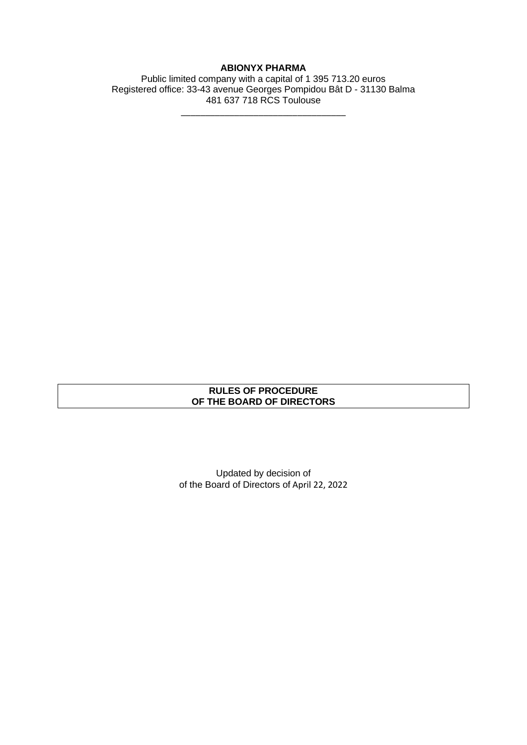**ABIONYX PHARMA**

Public limited company with a capital of 1 395 713.20 euros
Registered office: 33-43 avenue Georges Pompidou Bât D - 31130 Balma
481 637 718 RCS Toulouse

---

# RULES OF PROCEDURE
# OF THE BOARD OF DIRECTORS

Updated by decision of
of the Board of Directors of April 22, 2022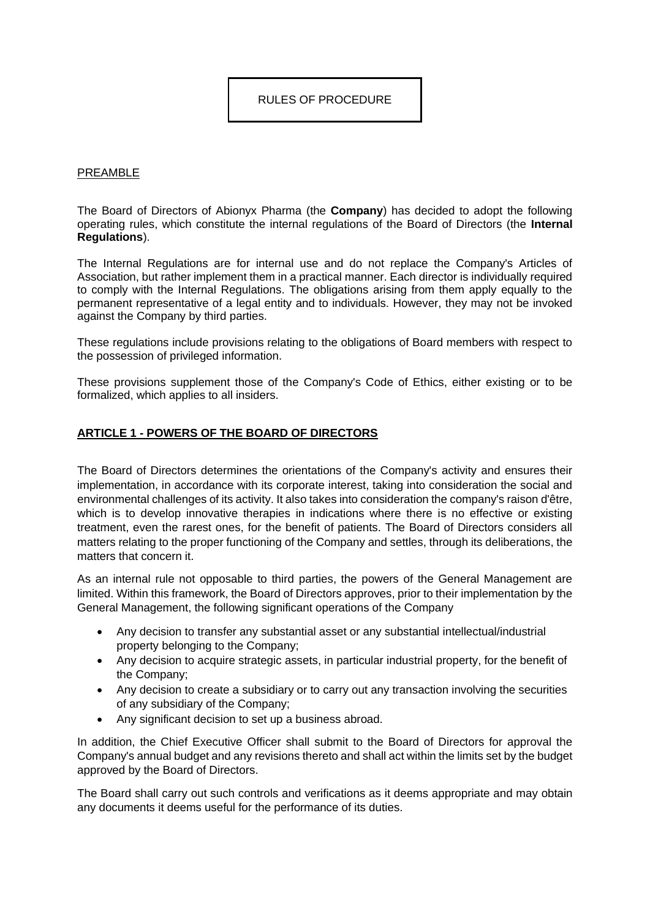RULES OF PROCEDURE

PREAMBLE

The Board of Directors of Abionyx Pharma (the **Company**) has decided to adopt the following operating rules, which constitute the internal regulations of the Board of Directors (the **Internal Regulations**).

The Internal Regulations are for internal use and do not replace the Company's Articles of Association, but rather implement them in a practical manner. Each director is individually required to comply with the Internal Regulations. The obligations arising from them apply equally to the permanent representative of a legal entity and to individuals. However, they may not be invoked against the Company by third parties.

These regulations include provisions relating to the obligations of Board members with respect to the possession of privileged information.

These provisions supplement those of the Company's Code of Ethics, either existing or to be formalized, which applies to all insiders.

## ARTICLE 1 - POWERS OF THE BOARD OF DIRECTORS

The Board of Directors determines the orientations of the Company's activity and ensures their implementation, in accordance with its corporate interest, taking into consideration the social and environmental challenges of its activity. It also takes into consideration the company's raison d'être, which is to develop innovative therapies in indications where there is no effective or existing treatment, even the rarest ones, for the benefit of patients. The Board of Directors considers all matters relating to the proper functioning of the Company and settles, through its deliberations, the matters that concern it.

As an internal rule not opposable to third parties, the powers of the General Management are limited. Within this framework, the Board of Directors approves, prior to their implementation by the General Management, the following significant operations of the Company

- Any decision to transfer any substantial asset or any substantial intellectual/industrial property belonging to the Company;
- Any decision to acquire strategic assets, in particular industrial property, for the benefit of the Company;
- Any decision to create a subsidiary or to carry out any transaction involving the securities of any subsidiary of the Company;
- Any significant decision to set up a business abroad.

In addition, the Chief Executive Officer shall submit to the Board of Directors for approval the Company's annual budget and any revisions thereto and shall act within the limits set by the budget approved by the Board of Directors.

The Board shall carry out such controls and verifications as it deems appropriate and may obtain any documents it deems useful for the performance of its duties.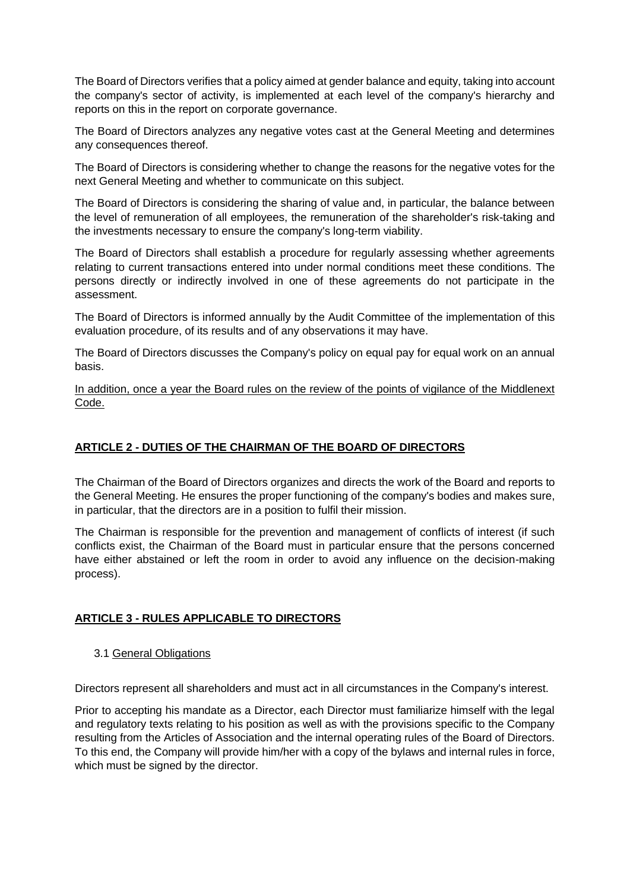The Board of Directors verifies that a policy aimed at gender balance and equity, taking into account the company's sector of activity, is implemented at each level of the company's hierarchy and reports on this in the report on corporate governance.

The Board of Directors analyzes any negative votes cast at the General Meeting and determines any consequences thereof.

The Board of Directors is considering whether to change the reasons for the negative votes for the next General Meeting and whether to communicate on this subject.

The Board of Directors is considering the sharing of value and, in particular, the balance between the level of remuneration of all employees, the remuneration of the shareholder's risk-taking and the investments necessary to ensure the company's long-term viability.

The Board of Directors shall establish a procedure for regularly assessing whether agreements relating to current transactions entered into under normal conditions meet these conditions. The persons directly or indirectly involved in one of these agreements do not participate in the assessment.

The Board of Directors is informed annually by the Audit Committee of the implementation of this evaluation procedure, of its results and of any observations it may have.

The Board of Directors discusses the Company's policy on equal pay for equal work on an annual basis.

In addition, once a year the Board rules on the review of the points of vigilance of the Middlenext Code.

## ARTICLE 2 - DUTIES OF THE CHAIRMAN OF THE BOARD OF DIRECTORS

The Chairman of the Board of Directors organizes and directs the work of the Board and reports to the General Meeting. He ensures the proper functioning of the company's bodies and makes sure, in particular, that the directors are in a position to fulfil their mission.

The Chairman is responsible for the prevention and management of conflicts of interest (if such conflicts exist, the Chairman of the Board must in particular ensure that the persons concerned have either abstained or left the room in order to avoid any influence on the decision-making process).

## ARTICLE 3 - RULES APPLICABLE TO DIRECTORS

### 3.1 General Obligations

Directors represent all shareholders and must act in all circumstances in the Company's interest.

Prior to accepting his mandate as a Director, each Director must familiarize himself with the legal and regulatory texts relating to his position as well as with the provisions specific to the Company resulting from the Articles of Association and the internal operating rules of the Board of Directors. To this end, the Company will provide him/her with a copy of the bylaws and internal rules in force, which must be signed by the director.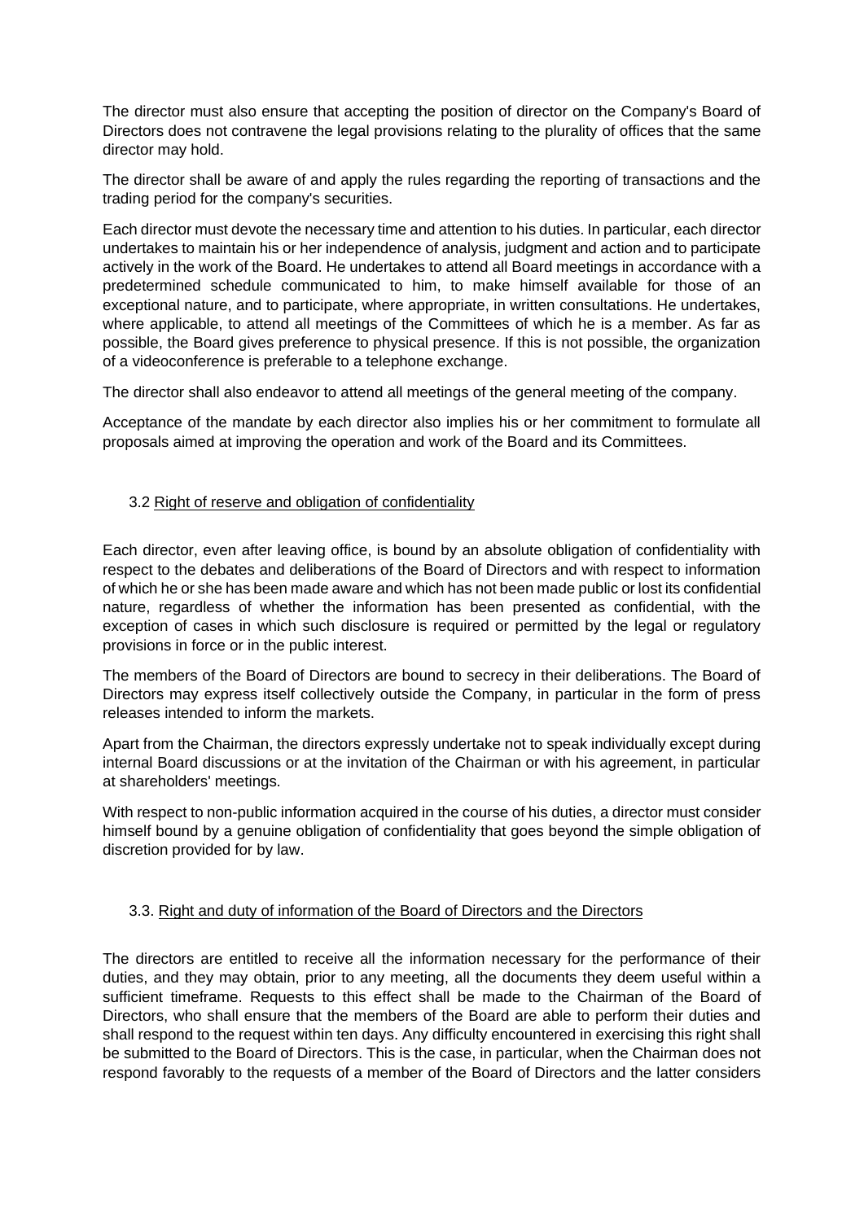The director must also ensure that accepting the position of director on the Company's Board of Directors does not contravene the legal provisions relating to the plurality of offices that the same director may hold.

The director shall be aware of and apply the rules regarding the reporting of transactions and the trading period for the company's securities.

Each director must devote the necessary time and attention to his duties. In particular, each director undertakes to maintain his or her independence of analysis, judgment and action and to participate actively in the work of the Board. He undertakes to attend all Board meetings in accordance with a predetermined schedule communicated to him, to make himself available for those of an exceptional nature, and to participate, where appropriate, in written consultations. He undertakes, where applicable, to attend all meetings of the Committees of which he is a member. As far as possible, the Board gives preference to physical presence. If this is not possible, the organization of a videoconference is preferable to a telephone exchange.

The director shall also endeavor to attend all meetings of the general meeting of the company.

Acceptance of the mandate by each director also implies his or her commitment to formulate all proposals aimed at improving the operation and work of the Board and its Committees.

### 3.2 Right of reserve and obligation of confidentiality

Each director, even after leaving office, is bound by an absolute obligation of confidentiality with respect to the debates and deliberations of the Board of Directors and with respect to information of which he or she has been made aware and which has not been made public or lost its confidential nature, regardless of whether the information has been presented as confidential, with the exception of cases in which such disclosure is required or permitted by the legal or regulatory provisions in force or in the public interest.

The members of the Board of Directors are bound to secrecy in their deliberations. The Board of Directors may express itself collectively outside the Company, in particular in the form of press releases intended to inform the markets.

Apart from the Chairman, the directors expressly undertake not to speak individually except during internal Board discussions or at the invitation of the Chairman or with his agreement, in particular at shareholders' meetings.

With respect to non-public information acquired in the course of his duties, a director must consider himself bound by a genuine obligation of confidentiality that goes beyond the simple obligation of discretion provided for by law.

### 3.3. Right and duty of information of the Board of Directors and the Directors

The directors are entitled to receive all the information necessary for the performance of their duties, and they may obtain, prior to any meeting, all the documents they deem useful within a sufficient timeframe. Requests to this effect shall be made to the Chairman of the Board of Directors, who shall ensure that the members of the Board are able to perform their duties and shall respond to the request within ten days. Any difficulty encountered in exercising this right shall be submitted to the Board of Directors. This is the case, in particular, when the Chairman does not respond favorably to the requests of a member of the Board of Directors and the latter considers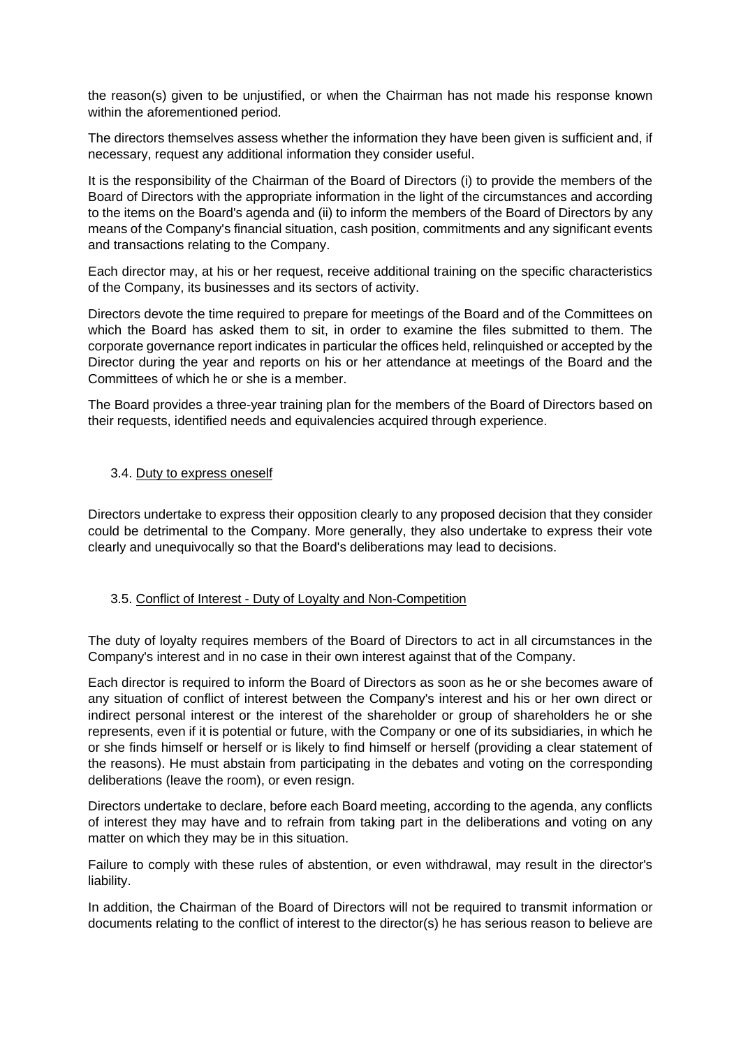the reason(s) given to be unjustified, or when the Chairman has not made his response known within the aforementioned period.

The directors themselves assess whether the information they have been given is sufficient and, if necessary, request any additional information they consider useful.

It is the responsibility of the Chairman of the Board of Directors (i) to provide the members of the Board of Directors with the appropriate information in the light of the circumstances and according to the items on the Board's agenda and (ii) to inform the members of the Board of Directors by any means of the Company's financial situation, cash position, commitments and any significant events and transactions relating to the Company.

Each director may, at his or her request, receive additional training on the specific characteristics of the Company, its businesses and its sectors of activity.

Directors devote the time required to prepare for meetings of the Board and of the Committees on which the Board has asked them to sit, in order to examine the files submitted to them. The corporate governance report indicates in particular the offices held, relinquished or accepted by the Director during the year and reports on his or her attendance at meetings of the Board and the Committees of which he or she is a member.

The Board provides a three-year training plan for the members of the Board of Directors based on their requests, identified needs and equivalencies acquired through experience.

### 3.4. Duty to express oneself

Directors undertake to express their opposition clearly to any proposed decision that they consider could be detrimental to the Company. More generally, they also undertake to express their vote clearly and unequivocally so that the Board's deliberations may lead to decisions.

### 3.5. Conflict of Interest - Duty of Loyalty and Non-Competition

The duty of loyalty requires members of the Board of Directors to act in all circumstances in the Company's interest and in no case in their own interest against that of the Company.

Each director is required to inform the Board of Directors as soon as he or she becomes aware of any situation of conflict of interest between the Company's interest and his or her own direct or indirect personal interest or the interest of the shareholder or group of shareholders he or she represents, even if it is potential or future, with the Company or one of its subsidiaries, in which he or she finds himself or herself or is likely to find himself or herself (providing a clear statement of the reasons). He must abstain from participating in the debates and voting on the corresponding deliberations (leave the room), or even resign.

Directors undertake to declare, before each Board meeting, according to the agenda, any conflicts of interest they may have and to refrain from taking part in the deliberations and voting on any matter on which they may be in this situation.

Failure to comply with these rules of abstention, or even withdrawal, may result in the director's liability.

In addition, the Chairman of the Board of Directors will not be required to transmit information or documents relating to the conflict of interest to the director(s) he has serious reason to believe are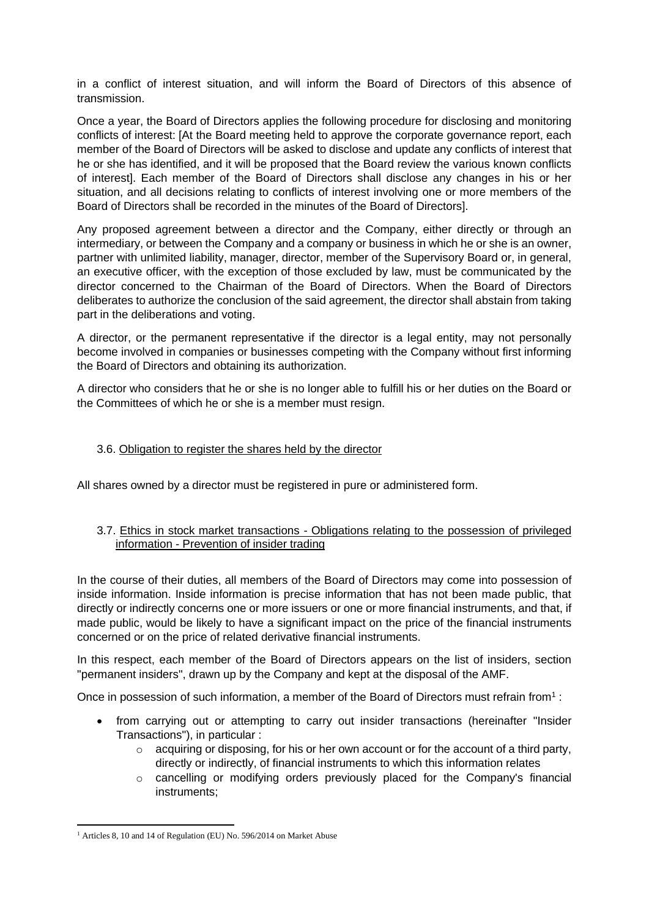in a conflict of interest situation, and will inform the Board of Directors of this absence of transmission.

Once a year, the Board of Directors applies the following procedure for disclosing and monitoring conflicts of interest: [At the Board meeting held to approve the corporate governance report, each member of the Board of Directors will be asked to disclose and update any conflicts of interest that he or she has identified, and it will be proposed that the Board review the various known conflicts of interest]. Each member of the Board of Directors shall disclose any changes in his or her situation, and all decisions relating to conflicts of interest involving one or more members of the Board of Directors shall be recorded in the minutes of the Board of Directors].

Any proposed agreement between a director and the Company, either directly or through an intermediary, or between the Company and a company or business in which he or she is an owner, partner with unlimited liability, manager, director, member of the Supervisory Board or, in general, an executive officer, with the exception of those excluded by law, must be communicated by the director concerned to the Chairman of the Board of Directors. When the Board of Directors deliberates to authorize the conclusion of the said agreement, the director shall abstain from taking part in the deliberations and voting.

A director, or the permanent representative if the director is a legal entity, may not personally become involved in companies or businesses competing with the Company without first informing the Board of Directors and obtaining its authorization.

A director who considers that he or she is no longer able to fulfill his or her duties on the Board or the Committees of which he or she is a member must resign.

### 3.6. Obligation to register the shares held by the director

All shares owned by a director must be registered in pure or administered form.

### 3.7. Ethics in stock market transactions - Obligations relating to the possession of privileged information - Prevention of insider trading

In the course of their duties, all members of the Board of Directors may come into possession of inside information. Inside information is precise information that has not been made public, that directly or indirectly concerns one or more issuers or one or more financial instruments, and that, if made public, would be likely to have a significant impact on the price of the financial instruments concerned or on the price of related derivative financial instruments.

In this respect, each member of the Board of Directors appears on the list of insiders, section "permanent insiders", drawn up by the Company and kept at the disposal of the AMF.

Once in possession of such information, a member of the Board of Directors must refrain from[1] :

- from carrying out or attempting to carry out insider transactions (hereinafter "Insider Transactions"), in particular :
  - acquiring or disposing, for his or her own account or for the account of a third party, directly or indirectly, of financial instruments to which this information relates
  - cancelling or modifying orders previously placed for the Company's financial instruments;

[1] Articles 8, 10 and 14 of Regulation (EU) No. 596/2014 on Market Abuse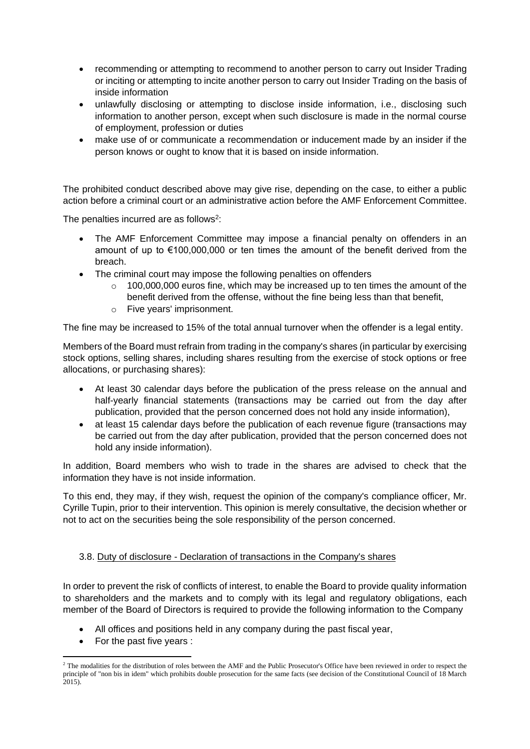- recommending or attempting to recommend to another person to carry out Insider Trading or inciting or attempting to incite another person to carry out Insider Trading on the basis of inside information
- unlawfully disclosing or attempting to disclose inside information, i.e., disclosing such information to another person, except when such disclosure is made in the normal course of employment, profession or duties
- make use of or communicate a recommendation or inducement made by an insider if the person knows or ought to know that it is based on inside information.

The prohibited conduct described above may give rise, depending on the case, to either a public action before a criminal court or an administrative action before the AMF Enforcement Committee.

The penalties incurred are as follows[2]:

- The AMF Enforcement Committee may impose a financial penalty on offenders in an amount of up to €100,000,000 or ten times the amount of the benefit derived from the breach.
- The criminal court may impose the following penalties on offenders
  - 100,000,000 euros fine, which may be increased up to ten times the amount of the benefit derived from the offense, without the fine being less than that benefit,
  - Five years' imprisonment.

The fine may be increased to 15% of the total annual turnover when the offender is a legal entity.

Members of the Board must refrain from trading in the company's shares (in particular by exercising stock options, selling shares, including shares resulting from the exercise of stock options or free allocations, or purchasing shares):

- At least 30 calendar days before the publication of the press release on the annual and half-yearly financial statements (transactions may be carried out from the day after publication, provided that the person concerned does not hold any inside information),
- at least 15 calendar days before the publication of each revenue figure (transactions may be carried out from the day after publication, provided that the person concerned does not hold any inside information).

In addition, Board members who wish to trade in the shares are advised to check that the information they have is not inside information.

To this end, they may, if they wish, request the opinion of the company's compliance officer, Mr. Cyrille Tupin, prior to their intervention. This opinion is merely consultative, the decision whether or not to act on the securities being the sole responsibility of the person concerned.

### 3.8. Duty of disclosure - Declaration of transactions in the Company's shares

In order to prevent the risk of conflicts of interest, to enable the Board to provide quality information to shareholders and the markets and to comply with its legal and regulatory obligations, each member of the Board of Directors is required to provide the following information to the Company

- All offices and positions held in any company during the past fiscal year,
- For the past five years :

[2] The modalities for the distribution of roles between the AMF and the Public Prosecutor's Office have been reviewed in order to respect the principle of "non bis in idem" which prohibits double prosecution for the same facts (see decision of the Constitutional Council of 18 March 2015).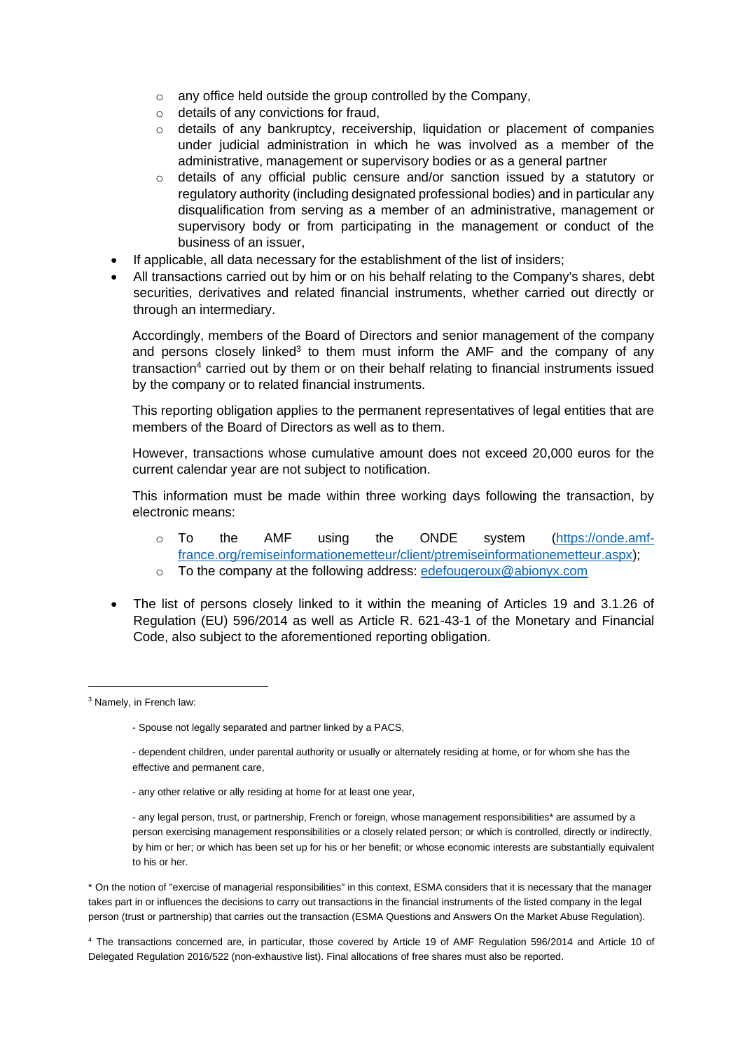- any office held outside the group controlled by the Company,
  - details of any convictions for fraud,
  - details of any bankruptcy, receivership, liquidation or placement of companies under judicial administration in which he was involved as a member of the administrative, management or supervisory bodies or as a general partner
  - details of any official public censure and/or sanction issued by a statutory or regulatory authority (including designated professional bodies) and in particular any disqualification from serving as a member of an administrative, management or supervisory body or from participating in the management or conduct of the business of an issuer,
- If applicable, all data necessary for the establishment of the list of insiders;
- All transactions carried out by him or on his behalf relating to the Company's shares, debt securities, derivatives and related financial instruments, whether carried out directly or through an intermediary.

  Accordingly, members of the Board of Directors and senior management of the company and persons closely linked[3] to them must inform the AMF and the company of any transaction[4] carried out by them or on their behalf relating to financial instruments issued by the company or to related financial instruments.

  This reporting obligation applies to the permanent representatives of legal entities that are members of the Board of Directors as well as to them.

  However, transactions whose cumulative amount does not exceed 20,000 euros for the current calendar year are not subject to notification.

  This information must be made within three working days following the transaction, by electronic means:

  - To the AMF using the ONDE system (https://onde.amf-france.org/remiseinformationemetteur/client/ptremiseinformationemetteur.aspx);
  - To the company at the following address: edefougeroux@abionyx.com

- The list of persons closely linked to it within the meaning of Articles 19 and 3.1.26 of Regulation (EU) 596/2014 as well as Article R. 621-43-1 of the Monetary and Financial Code, also subject to the aforementioned reporting obligation.

---

[3] Namely, in French law:

- Spouse not legally separated and partner linked by a PACS,

- dependent children, under parental authority or usually or alternately residing at home, or for whom she has the effective and permanent care,

- any other relative or ally residing at home for at least one year,

- any legal person, trust, or partnership, French or foreign, whose management responsibilities* are assumed by a person exercising management responsibilities or a closely related person; or which is controlled, directly or indirectly, by him or her; or which has been set up for his or her benefit; or whose economic interests are substantially equivalent to his or her.

* On the notion of "exercise of managerial responsibilities" in this context, ESMA considers that it is necessary that the manager takes part in or influences the decisions to carry out transactions in the financial instruments of the listed company in the legal person (trust or partnership) that carries out the transaction (ESMA Questions and Answers On the Market Abuse Regulation).

[4] The transactions concerned are, in particular, those covered by Article 19 of AMF Regulation 596/2014 and Article 10 of Delegated Regulation 2016/522 (non-exhaustive list). Final allocations of free shares must also be reported.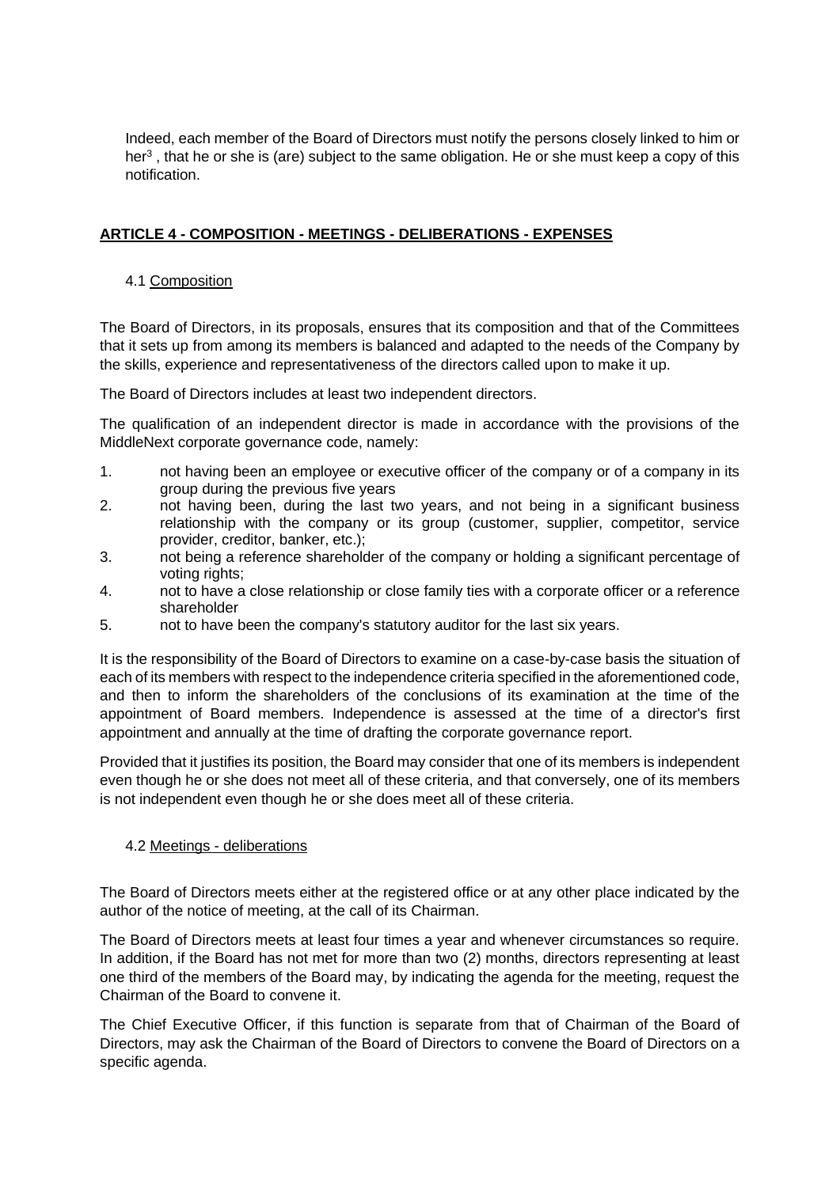Indeed, each member of the Board of Directors must notify the persons closely linked to him or her[3] , that he or she is (are) subject to the same obligation. He or she must keep a copy of this notification.

## ARTICLE 4 - COMPOSITION - MEETINGS - DELIBERATIONS - EXPENSES

### 4.1 Composition

The Board of Directors, in its proposals, ensures that its composition and that of the Committees that it sets up from among its members is balanced and adapted to the needs of the Company by the skills, experience and representativeness of the directors called upon to make it up.

The Board of Directors includes at least two independent directors.

The qualification of an independent director is made in accordance with the provisions of the MiddleNext corporate governance code, namely:

1. not having been an employee or executive officer of the company or of a company in its group during the previous five years
2. not having been, during the last two years, and not being in a significant business relationship with the company or its group (customer, supplier, competitor, service provider, creditor, banker, etc.);
3. not being a reference shareholder of the company or holding a significant percentage of voting rights;
4. not to have a close relationship or close family ties with a corporate officer or a reference shareholder
5. not to have been the company's statutory auditor for the last six years.

It is the responsibility of the Board of Directors to examine on a case-by-case basis the situation of each of its members with respect to the independence criteria specified in the aforementioned code, and then to inform the shareholders of the conclusions of its examination at the time of the appointment of Board members. Independence is assessed at the time of a director's first appointment and annually at the time of drafting the corporate governance report.

Provided that it justifies its position, the Board may consider that one of its members is independent even though he or she does not meet all of these criteria, and that conversely, one of its members is not independent even though he or she does meet all of these criteria.

### 4.2 Meetings - deliberations

The Board of Directors meets either at the registered office or at any other place indicated by the author of the notice of meeting, at the call of its Chairman.

The Board of Directors meets at least four times a year and whenever circumstances so require. In addition, if the Board has not met for more than two (2) months, directors representing at least one third of the members of the Board may, by indicating the agenda for the meeting, request the Chairman of the Board to convene it.

The Chief Executive Officer, if this function is separate from that of Chairman of the Board of Directors, may ask the Chairman of the Board of Directors to convene the Board of Directors on a specific agenda.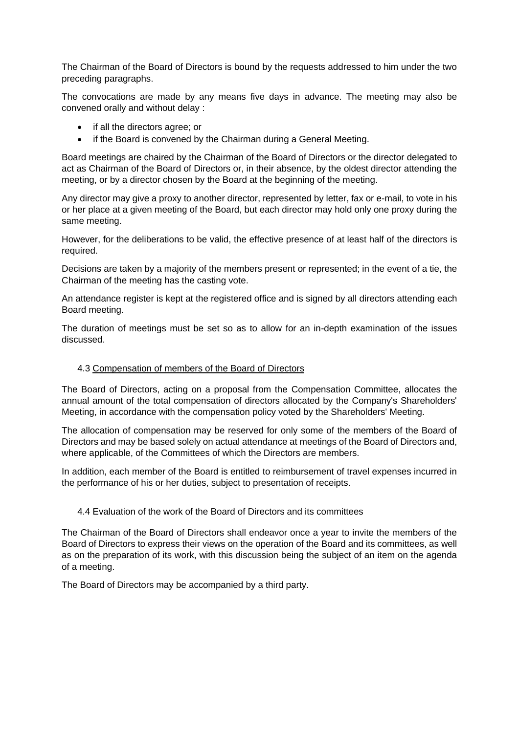The Chairman of the Board of Directors is bound by the requests addressed to him under the two preceding paragraphs.

The convocations are made by any means five days in advance. The meeting may also be convened orally and without delay :

- if all the directors agree; or
- if the Board is convened by the Chairman during a General Meeting.

Board meetings are chaired by the Chairman of the Board of Directors or the director delegated to act as Chairman of the Board of Directors or, in their absence, by the oldest director attending the meeting, or by a director chosen by the Board at the beginning of the meeting.

Any director may give a proxy to another director, represented by letter, fax or e-mail, to vote in his or her place at a given meeting of the Board, but each director may hold only one proxy during the same meeting.

However, for the deliberations to be valid, the effective presence of at least half of the directors is required.

Decisions are taken by a majority of the members present or represented; in the event of a tie, the Chairman of the meeting has the casting vote.

An attendance register is kept at the registered office and is signed by all directors attending each Board meeting.

The duration of meetings must be set so as to allow for an in-depth examination of the issues discussed.

### 4.3 Compensation of members of the Board of Directors

The Board of Directors, acting on a proposal from the Compensation Committee, allocates the annual amount of the total compensation of directors allocated by the Company's Shareholders' Meeting, in accordance with the compensation policy voted by the Shareholders' Meeting.

The allocation of compensation may be reserved for only some of the members of the Board of Directors and may be based solely on actual attendance at meetings of the Board of Directors and, where applicable, of the Committees of which the Directors are members.

In addition, each member of the Board is entitled to reimbursement of travel expenses incurred in the performance of his or her duties, subject to presentation of receipts.

### 4.4 Evaluation of the work of the Board of Directors and its committees

The Chairman of the Board of Directors shall endeavor once a year to invite the members of the Board of Directors to express their views on the operation of the Board and its committees, as well as on the preparation of its work, with this discussion being the subject of an item on the agenda of a meeting.

The Board of Directors may be accompanied by a third party.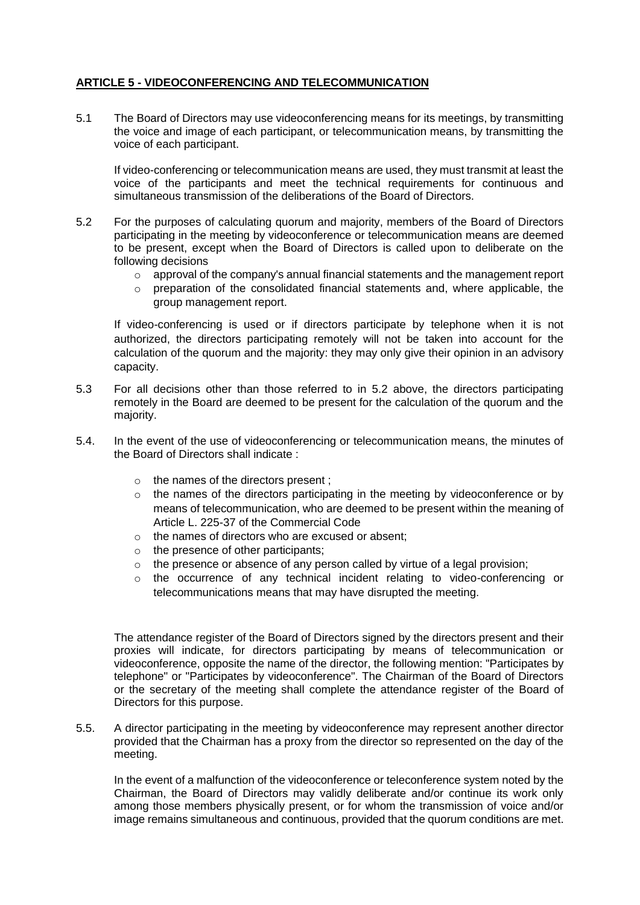## **ARTICLE 5 - VIDEOCONFERENCING AND TELECOMMUNICATION**

5.1 The Board of Directors may use videoconferencing means for its meetings, by transmitting the voice and image of each participant, or telecommunication means, by transmitting the voice of each participant.

If video-conferencing or telecommunication means are used, they must transmit at least the voice of the participants and meet the technical requirements for continuous and simultaneous transmission of the deliberations of the Board of Directors.

5.2 For the purposes of calculating quorum and majority, members of the Board of Directors participating in the meeting by videoconference or telecommunication means are deemed to be present, except when the Board of Directors is called upon to deliberate on the following decisions

- approval of the company's annual financial statements and the management report
- preparation of the consolidated financial statements and, where applicable, the group management report.

If video-conferencing is used or if directors participate by telephone when it is not authorized, the directors participating remotely will not be taken into account for the calculation of the quorum and the majority: they may only give their opinion in an advisory capacity.

5.3 For all decisions other than those referred to in 5.2 above, the directors participating remotely in the Board are deemed to be present for the calculation of the quorum and the majority.

5.4. In the event of the use of videoconferencing or telecommunication means, the minutes of the Board of Directors shall indicate :

- the names of the directors present ;
- the names of the directors participating in the meeting by videoconference or by means of telecommunication, who are deemed to be present within the meaning of Article L. 225-37 of the Commercial Code
- the names of directors who are excused or absent;
- the presence of other participants;
- the presence or absence of any person called by virtue of a legal provision;
- the occurrence of any technical incident relating to video-conferencing or telecommunications means that may have disrupted the meeting.

The attendance register of the Board of Directors signed by the directors present and their proxies will indicate, for directors participating by means of telecommunication or videoconference, opposite the name of the director, the following mention: "Participates by telephone" or "Participates by videoconference". The Chairman of the Board of Directors or the secretary of the meeting shall complete the attendance register of the Board of Directors for this purpose.

5.5. A director participating in the meeting by videoconference may represent another director provided that the Chairman has a proxy from the director so represented on the day of the meeting.

In the event of a malfunction of the videoconference or teleconference system noted by the Chairman, the Board of Directors may validly deliberate and/or continue its work only among those members physically present, or for whom the transmission of voice and/or image remains simultaneous and continuous, provided that the quorum conditions are met.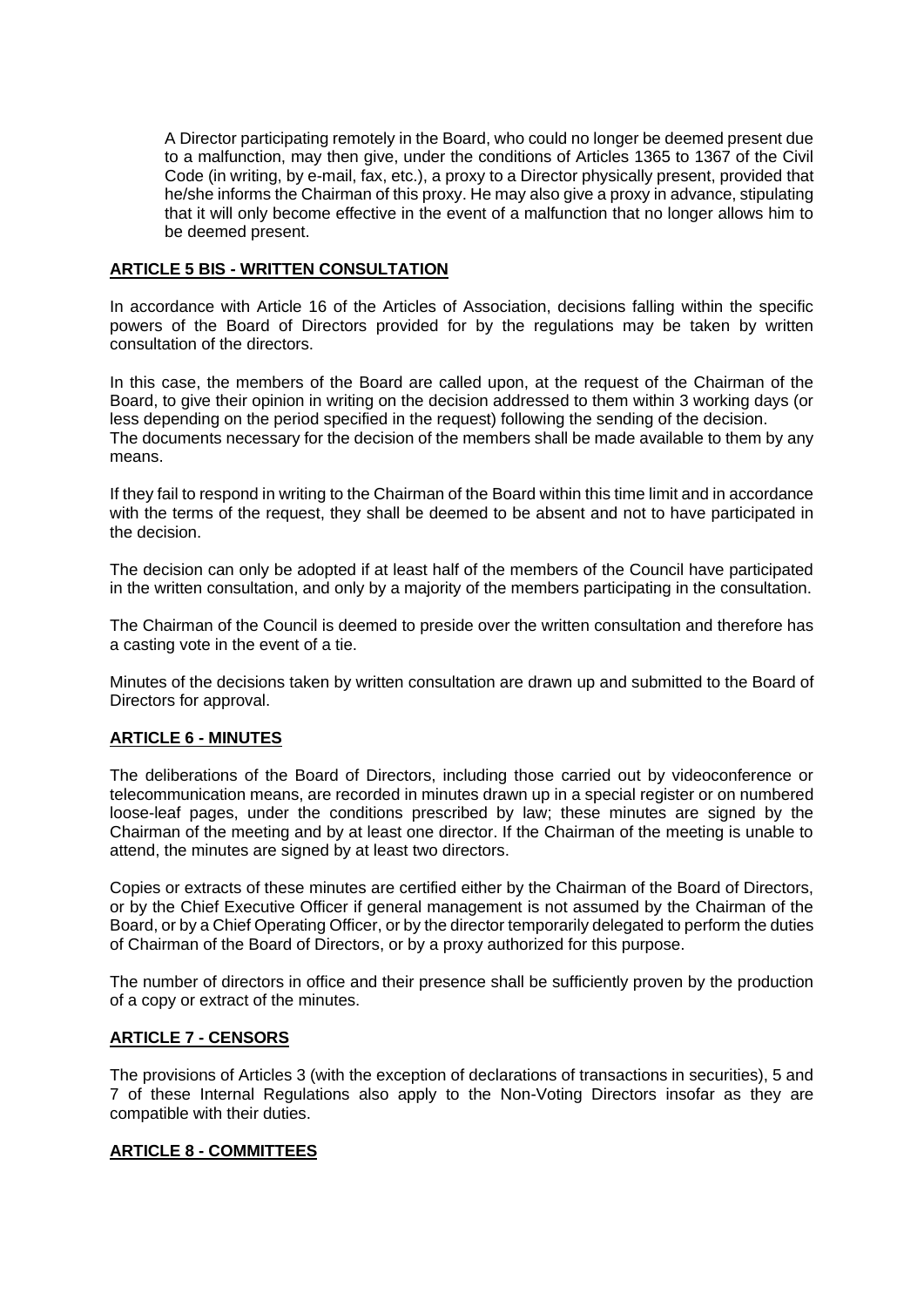A Director participating remotely in the Board, who could no longer be deemed present due to a malfunction, may then give, under the conditions of Articles 1365 to 1367 of the Civil Code (in writing, by e-mail, fax, etc.), a proxy to a Director physically present, provided that he/she informs the Chairman of this proxy. He may also give a proxy in advance, stipulating that it will only become effective in the event of a malfunction that no longer allows him to be deemed present.

## ARTICLE 5 BIS - WRITTEN CONSULTATION

In accordance with Article 16 of the Articles of Association, decisions falling within the specific powers of the Board of Directors provided for by the regulations may be taken by written consultation of the directors.

In this case, the members of the Board are called upon, at the request of the Chairman of the Board, to give their opinion in writing on the decision addressed to them within 3 working days (or less depending on the period specified in the request) following the sending of the decision. The documents necessary for the decision of the members shall be made available to them by any means.

If they fail to respond in writing to the Chairman of the Board within this time limit and in accordance with the terms of the request, they shall be deemed to be absent and not to have participated in the decision.

The decision can only be adopted if at least half of the members of the Council have participated in the written consultation, and only by a majority of the members participating in the consultation.

The Chairman of the Council is deemed to preside over the written consultation and therefore has a casting vote in the event of a tie.

Minutes of the decisions taken by written consultation are drawn up and submitted to the Board of Directors for approval.

## ARTICLE 6 - MINUTES

The deliberations of the Board of Directors, including those carried out by videoconference or telecommunication means, are recorded in minutes drawn up in a special register or on numbered loose-leaf pages, under the conditions prescribed by law; these minutes are signed by the Chairman of the meeting and by at least one director. If the Chairman of the meeting is unable to attend, the minutes are signed by at least two directors.

Copies or extracts of these minutes are certified either by the Chairman of the Board of Directors, or by the Chief Executive Officer if general management is not assumed by the Chairman of the Board, or by a Chief Operating Officer, or by the director temporarily delegated to perform the duties of Chairman of the Board of Directors, or by a proxy authorized for this purpose.

The number of directors in office and their presence shall be sufficiently proven by the production of a copy or extract of the minutes.

## ARTICLE 7 - CENSORS

The provisions of Articles 3 (with the exception of declarations of transactions in securities), 5 and 7 of these Internal Regulations also apply to the Non-Voting Directors insofar as they are compatible with their duties.

## ARTICLE 8 - COMMITTEES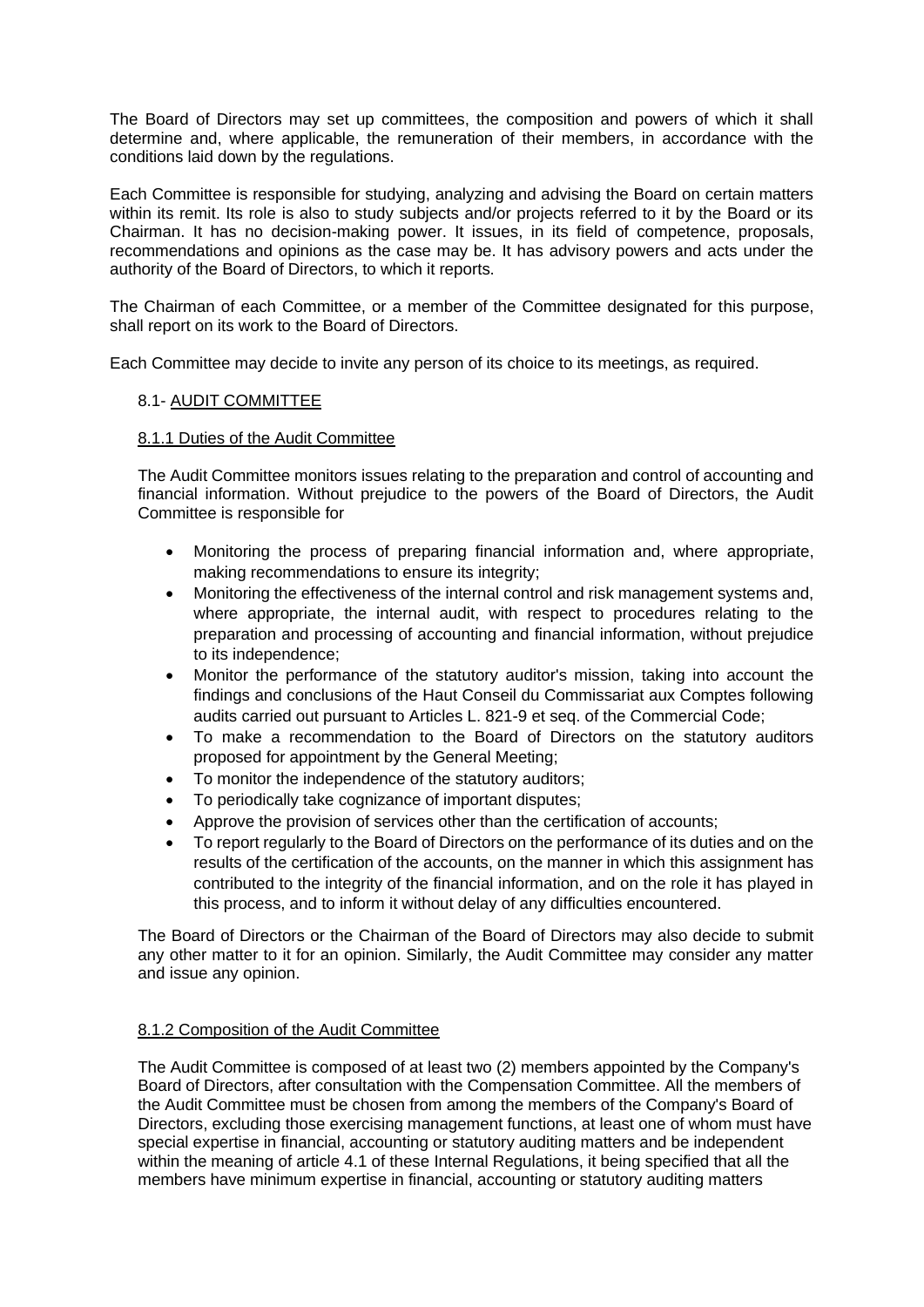The Board of Directors may set up committees, the composition and powers of which it shall determine and, where applicable, the remuneration of their members, in accordance with the conditions laid down by the regulations.

Each Committee is responsible for studying, analyzing and advising the Board on certain matters within its remit. Its role is also to study subjects and/or projects referred to it by the Board or its Chairman. It has no decision-making power. It issues, in its field of competence, proposals, recommendations and opinions as the case may be. It has advisory powers and acts under the authority of the Board of Directors, to which it reports.

The Chairman of each Committee, or a member of the Committee designated for this purpose, shall report on its work to the Board of Directors.

Each Committee may decide to invite any person of its choice to its meetings, as required.

### 8.1- <u>AUDIT COMMITTEE</u>

#### <u>8.1.1 Duties of the Audit Committee</u>

The Audit Committee monitors issues relating to the preparation and control of accounting and financial information. Without prejudice to the powers of the Board of Directors, the Audit Committee is responsible for

- Monitoring the process of preparing financial information and, where appropriate, making recommendations to ensure its integrity;
- Monitoring the effectiveness of the internal control and risk management systems and, where appropriate, the internal audit, with respect to procedures relating to the preparation and processing of accounting and financial information, without prejudice to its independence;
- Monitor the performance of the statutory auditor's mission, taking into account the findings and conclusions of the Haut Conseil du Commissariat aux Comptes following audits carried out pursuant to Articles L. 821-9 et seq. of the Commercial Code;
- To make a recommendation to the Board of Directors on the statutory auditors proposed for appointment by the General Meeting;
- To monitor the independence of the statutory auditors;
- To periodically take cognizance of important disputes;
- Approve the provision of services other than the certification of accounts;
- To report regularly to the Board of Directors on the performance of its duties and on the results of the certification of the accounts, on the manner in which this assignment has contributed to the integrity of the financial information, and on the role it has played in this process, and to inform it without delay of any difficulties encountered.

The Board of Directors or the Chairman of the Board of Directors may also decide to submit any other matter to it for an opinion. Similarly, the Audit Committee may consider any matter and issue any opinion.

#### <u>8.1.2 Composition of the Audit Committee</u>

The Audit Committee is composed of at least two (2) members appointed by the Company's Board of Directors, after consultation with the Compensation Committee. All the members of the Audit Committee must be chosen from among the members of the Company's Board of Directors, excluding those exercising management functions, at least one of whom must have special expertise in financial, accounting or statutory auditing matters and be independent within the meaning of article 4.1 of these Internal Regulations, it being specified that all the members have minimum expertise in financial, accounting or statutory auditing matters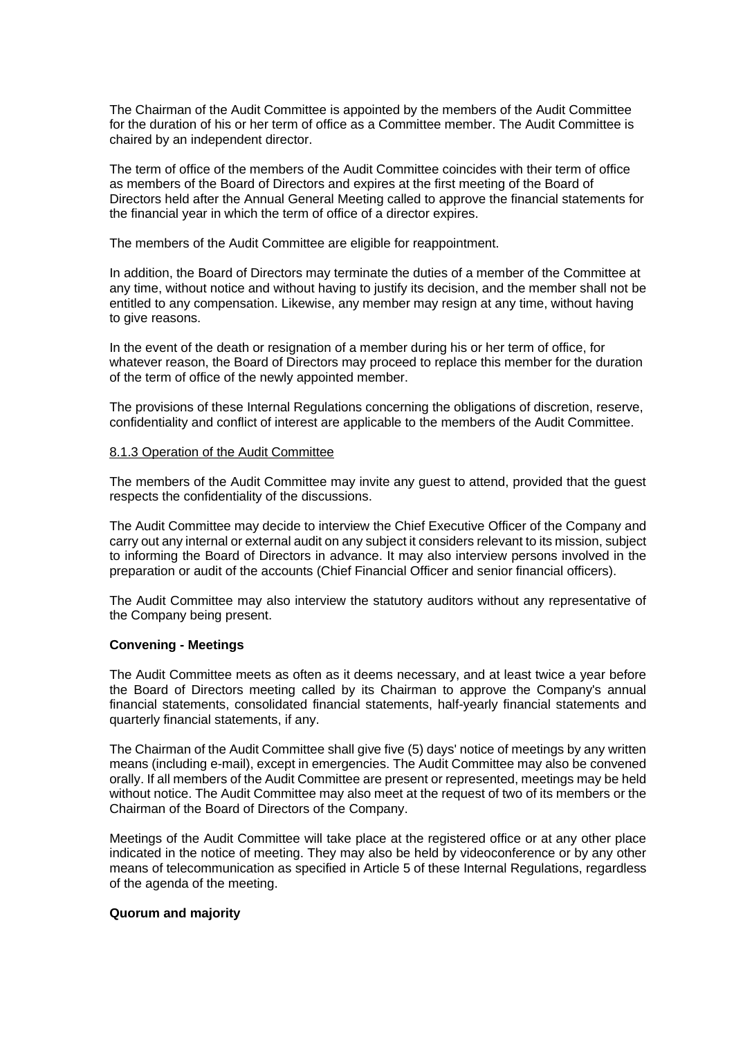The Chairman of the Audit Committee is appointed by the members of the Audit Committee for the duration of his or her term of office as a Committee member. The Audit Committee is chaired by an independent director.

The term of office of the members of the Audit Committee coincides with their term of office as members of the Board of Directors and expires at the first meeting of the Board of Directors held after the Annual General Meeting called to approve the financial statements for the financial year in which the term of office of a director expires.

The members of the Audit Committee are eligible for reappointment.

In addition, the Board of Directors may terminate the duties of a member of the Committee at any time, without notice and without having to justify its decision, and the member shall not be entitled to any compensation. Likewise, any member may resign at any time, without having to give reasons.

In the event of the death or resignation of a member during his or her term of office, for whatever reason, the Board of Directors may proceed to replace this member for the duration of the term of office of the newly appointed member.

The provisions of these Internal Regulations concerning the obligations of discretion, reserve, confidentiality and conflict of interest are applicable to the members of the Audit Committee.

8.1.3 Operation of the Audit Committee

The members of the Audit Committee may invite any guest to attend, provided that the guest respects the confidentiality of the discussions.

The Audit Committee may decide to interview the Chief Executive Officer of the Company and carry out any internal or external audit on any subject it considers relevant to its mission, subject to informing the Board of Directors in advance. It may also interview persons involved in the preparation or audit of the accounts (Chief Financial Officer and senior financial officers).

The Audit Committee may also interview the statutory auditors without any representative of the Company being present.

**Convening - Meetings**

The Audit Committee meets as often as it deems necessary, and at least twice a year before the Board of Directors meeting called by its Chairman to approve the Company's annual financial statements, consolidated financial statements, half-yearly financial statements and quarterly financial statements, if any.

The Chairman of the Audit Committee shall give five (5) days' notice of meetings by any written means (including e-mail), except in emergencies. The Audit Committee may also be convened orally. If all members of the Audit Committee are present or represented, meetings may be held without notice. The Audit Committee may also meet at the request of two of its members or the Chairman of the Board of Directors of the Company.

Meetings of the Audit Committee will take place at the registered office or at any other place indicated in the notice of meeting. They may also be held by videoconference or by any other means of telecommunication as specified in Article 5 of these Internal Regulations, regardless of the agenda of the meeting.

**Quorum and majority**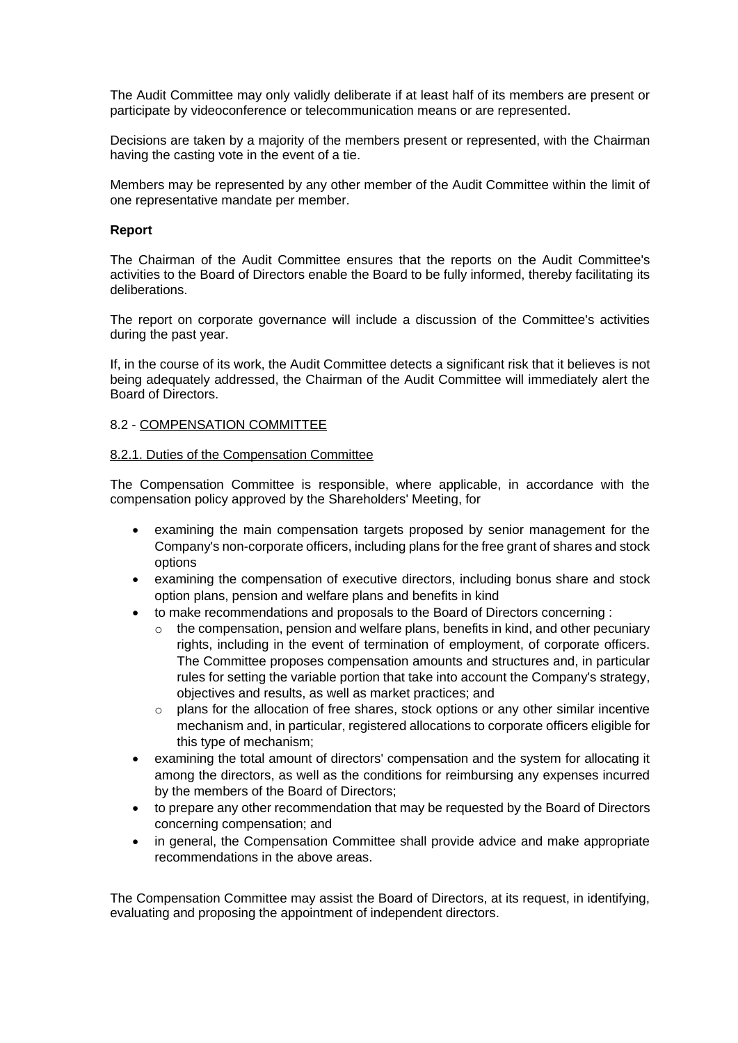The Audit Committee may only validly deliberate if at least half of its members are present or participate by videoconference or telecommunication means or are represented.

Decisions are taken by a majority of the members present or represented, with the Chairman having the casting vote in the event of a tie.

Members may be represented by any other member of the Audit Committee within the limit of one representative mandate per member.

**Report**

The Chairman of the Audit Committee ensures that the reports on the Audit Committee's activities to the Board of Directors enable the Board to be fully informed, thereby facilitating its deliberations.

The report on corporate governance will include a discussion of the Committee's activities during the past year.

If, in the course of its work, the Audit Committee detects a significant risk that it believes is not being adequately addressed, the Chairman of the Audit Committee will immediately alert the Board of Directors.

8.2 - <u>COMPENSATION COMMITTEE</u>

<u>8.2.1. Duties of the Compensation Committee</u>

The Compensation Committee is responsible, where applicable, in accordance with the compensation policy approved by the Shareholders' Meeting, for

- examining the main compensation targets proposed by senior management for the Company's non-corporate officers, including plans for the free grant of shares and stock options
- examining the compensation of executive directors, including bonus share and stock option plans, pension and welfare plans and benefits in kind
- to make recommendations and proposals to the Board of Directors concerning :
  - the compensation, pension and welfare plans, benefits in kind, and other pecuniary rights, including in the event of termination of employment, of corporate officers. The Committee proposes compensation amounts and structures and, in particular rules for setting the variable portion that take into account the Company's strategy, objectives and results, as well as market practices; and
  - plans for the allocation of free shares, stock options or any other similar incentive mechanism and, in particular, registered allocations to corporate officers eligible for this type of mechanism;
- examining the total amount of directors' compensation and the system for allocating it among the directors, as well as the conditions for reimbursing any expenses incurred by the members of the Board of Directors;
- to prepare any other recommendation that may be requested by the Board of Directors concerning compensation; and
- in general, the Compensation Committee shall provide advice and make appropriate recommendations in the above areas.

The Compensation Committee may assist the Board of Directors, at its request, in identifying, evaluating and proposing the appointment of independent directors.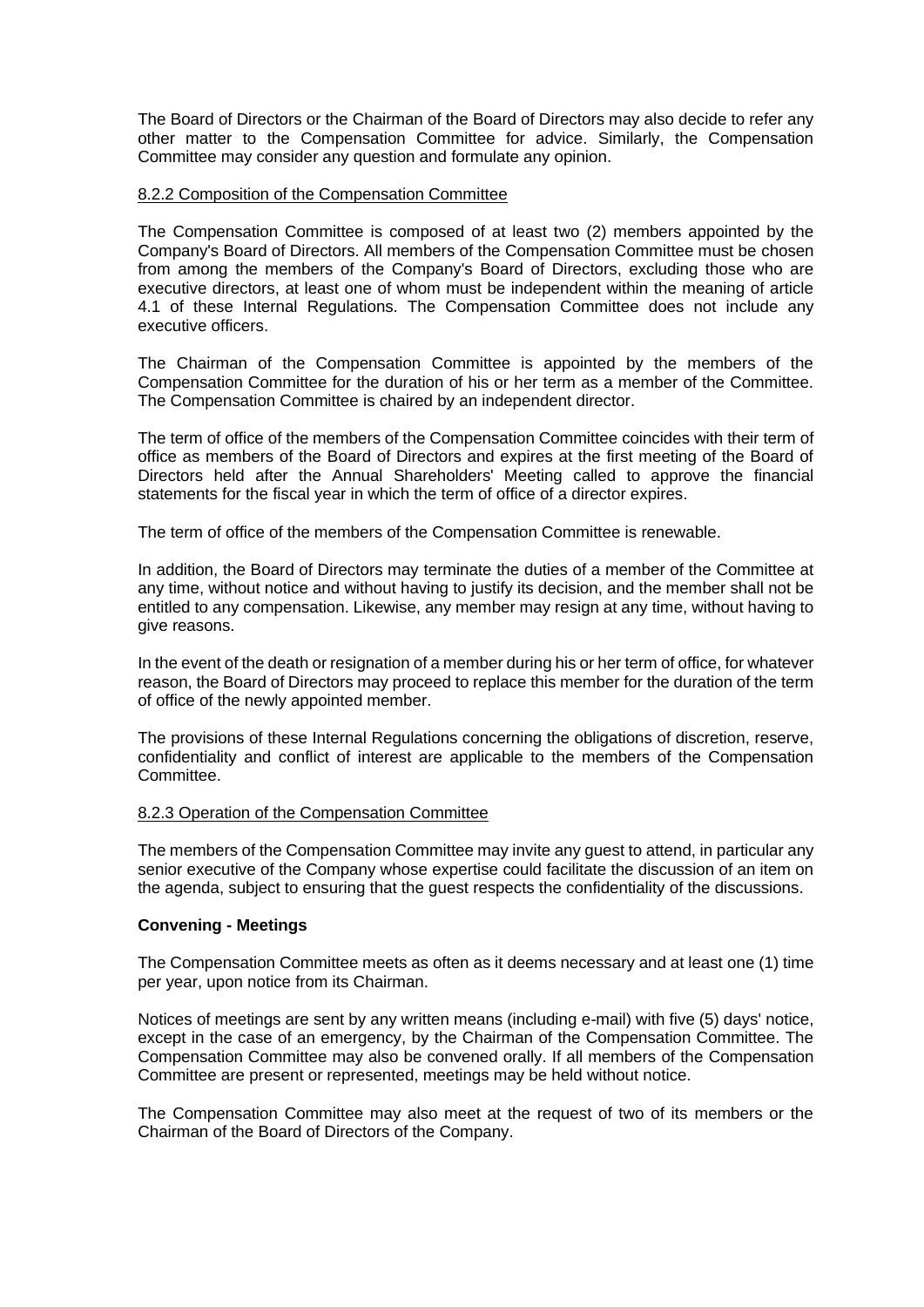The Board of Directors or the Chairman of the Board of Directors may also decide to refer any other matter to the Compensation Committee for advice. Similarly, the Compensation Committee may consider any question and formulate any opinion.

8.2.2 Composition of the Compensation Committee

The Compensation Committee is composed of at least two (2) members appointed by the Company's Board of Directors. All members of the Compensation Committee must be chosen from among the members of the Company's Board of Directors, excluding those who are executive directors, at least one of whom must be independent within the meaning of article 4.1 of these Internal Regulations. The Compensation Committee does not include any executive officers.

The Chairman of the Compensation Committee is appointed by the members of the Compensation Committee for the duration of his or her term as a member of the Committee. The Compensation Committee is chaired by an independent director.

The term of office of the members of the Compensation Committee coincides with their term of office as members of the Board of Directors and expires at the first meeting of the Board of Directors held after the Annual Shareholders' Meeting called to approve the financial statements for the fiscal year in which the term of office of a director expires.

The term of office of the members of the Compensation Committee is renewable.

In addition, the Board of Directors may terminate the duties of a member of the Committee at any time, without notice and without having to justify its decision, and the member shall not be entitled to any compensation. Likewise, any member may resign at any time, without having to give reasons.

In the event of the death or resignation of a member during his or her term of office, for whatever reason, the Board of Directors may proceed to replace this member for the duration of the term of office of the newly appointed member.

The provisions of these Internal Regulations concerning the obligations of discretion, reserve, confidentiality and conflict of interest are applicable to the members of the Compensation Committee.

8.2.3 Operation of the Compensation Committee

The members of the Compensation Committee may invite any guest to attend, in particular any senior executive of the Company whose expertise could facilitate the discussion of an item on the agenda, subject to ensuring that the guest respects the confidentiality of the discussions.

**Convening - Meetings**

The Compensation Committee meets as often as it deems necessary and at least one (1) time per year, upon notice from its Chairman.

Notices of meetings are sent by any written means (including e-mail) with five (5) days' notice, except in the case of an emergency, by the Chairman of the Compensation Committee. The Compensation Committee may also be convened orally. If all members of the Compensation Committee are present or represented, meetings may be held without notice.

The Compensation Committee may also meet at the request of two of its members or the Chairman of the Board of Directors of the Company.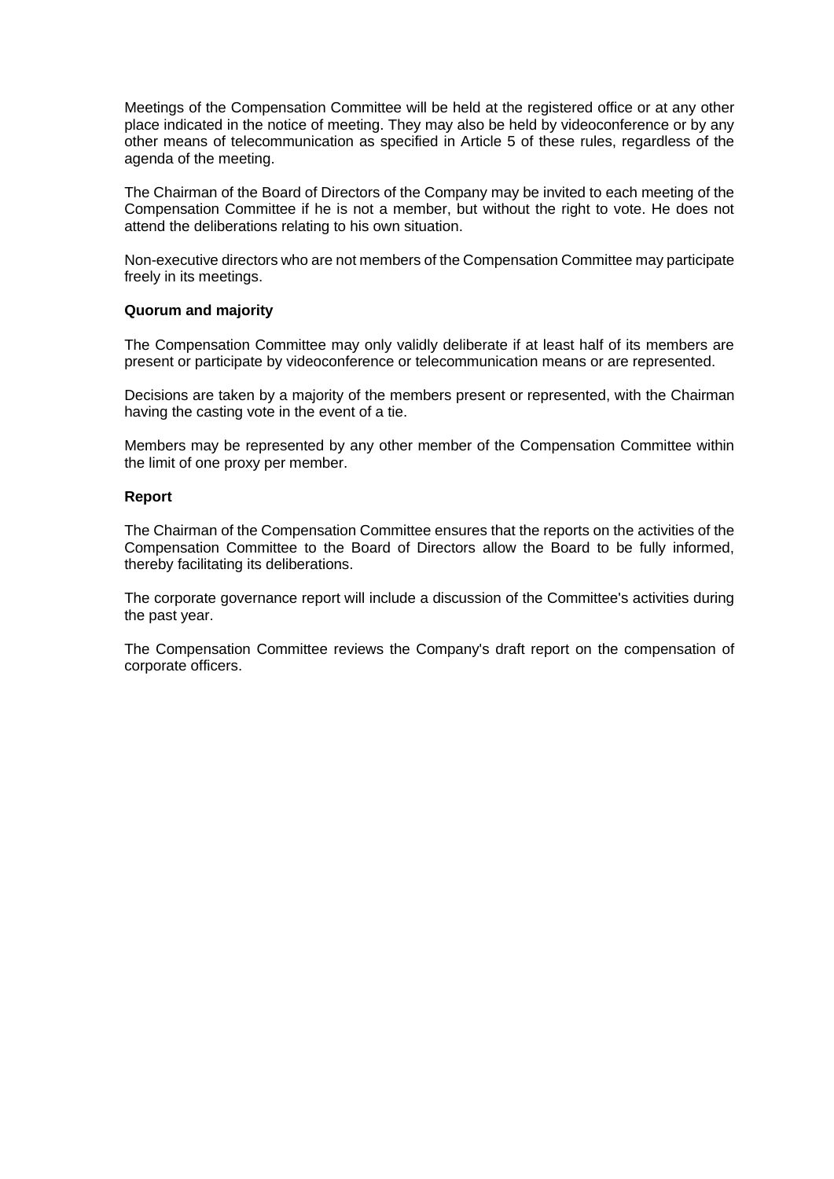Meetings of the Compensation Committee will be held at the registered office or at any other place indicated in the notice of meeting. They may also be held by videoconference or by any other means of telecommunication as specified in Article 5 of these rules, regardless of the agenda of the meeting.

The Chairman of the Board of Directors of the Company may be invited to each meeting of the Compensation Committee if he is not a member, but without the right to vote. He does not attend the deliberations relating to his own situation.

Non-executive directors who are not members of the Compensation Committee may participate freely in its meetings.

**Quorum and majority**

The Compensation Committee may only validly deliberate if at least half of its members are present or participate by videoconference or telecommunication means or are represented.

Decisions are taken by a majority of the members present or represented, with the Chairman having the casting vote in the event of a tie.

Members may be represented by any other member of the Compensation Committee within the limit of one proxy per member.

**Report**

The Chairman of the Compensation Committee ensures that the reports on the activities of the Compensation Committee to the Board of Directors allow the Board to be fully informed, thereby facilitating its deliberations.

The corporate governance report will include a discussion of the Committee's activities during the past year.

The Compensation Committee reviews the Company's draft report on the compensation of corporate officers.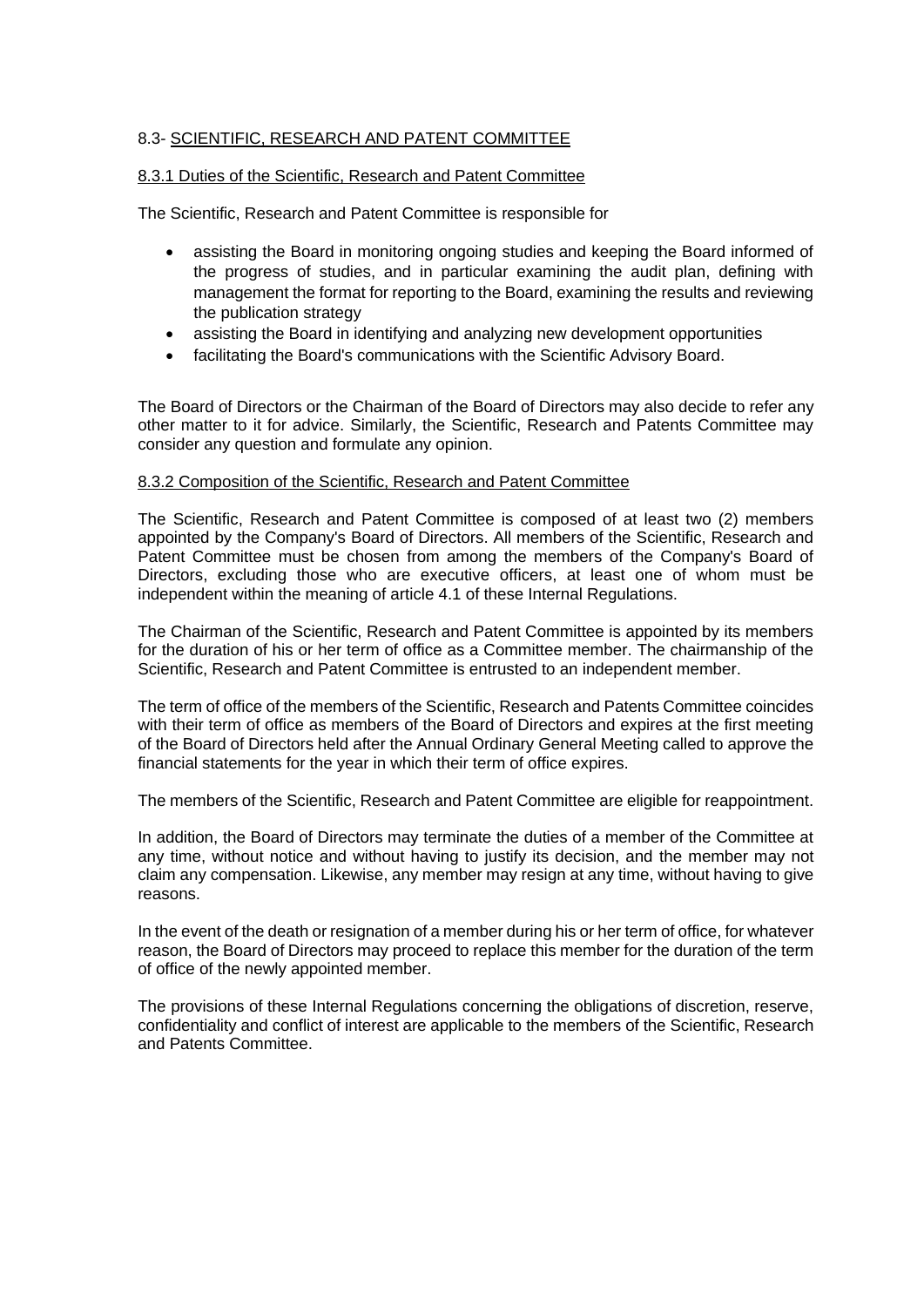## 8.3- SCIENTIFIC, RESEARCH AND PATENT COMMITTEE

### 8.3.1 Duties of the Scientific, Research and Patent Committee

The Scientific, Research and Patent Committee is responsible for

- assisting the Board in monitoring ongoing studies and keeping the Board informed of the progress of studies, and in particular examining the audit plan, defining with management the format for reporting to the Board, examining the results and reviewing the publication strategy
- assisting the Board in identifying and analyzing new development opportunities
- facilitating the Board's communications with the Scientific Advisory Board.

The Board of Directors or the Chairman of the Board of Directors may also decide to refer any other matter to it for advice. Similarly, the Scientific, Research and Patents Committee may consider any question and formulate any opinion.

### 8.3.2 Composition of the Scientific, Research and Patent Committee

The Scientific, Research and Patent Committee is composed of at least two (2) members appointed by the Company's Board of Directors. All members of the Scientific, Research and Patent Committee must be chosen from among the members of the Company's Board of Directors, excluding those who are executive officers, at least one of whom must be independent within the meaning of article 4.1 of these Internal Regulations.

The Chairman of the Scientific, Research and Patent Committee is appointed by its members for the duration of his or her term of office as a Committee member. The chairmanship of the Scientific, Research and Patent Committee is entrusted to an independent member.

The term of office of the members of the Scientific, Research and Patents Committee coincides with their term of office as members of the Board of Directors and expires at the first meeting of the Board of Directors held after the Annual Ordinary General Meeting called to approve the financial statements for the year in which their term of office expires.

The members of the Scientific, Research and Patent Committee are eligible for reappointment.

In addition, the Board of Directors may terminate the duties of a member of the Committee at any time, without notice and without having to justify its decision, and the member may not claim any compensation. Likewise, any member may resign at any time, without having to give reasons.

In the event of the death or resignation of a member during his or her term of office, for whatever reason, the Board of Directors may proceed to replace this member for the duration of the term of office of the newly appointed member.

The provisions of these Internal Regulations concerning the obligations of discretion, reserve, confidentiality and conflict of interest are applicable to the members of the Scientific, Research and Patents Committee.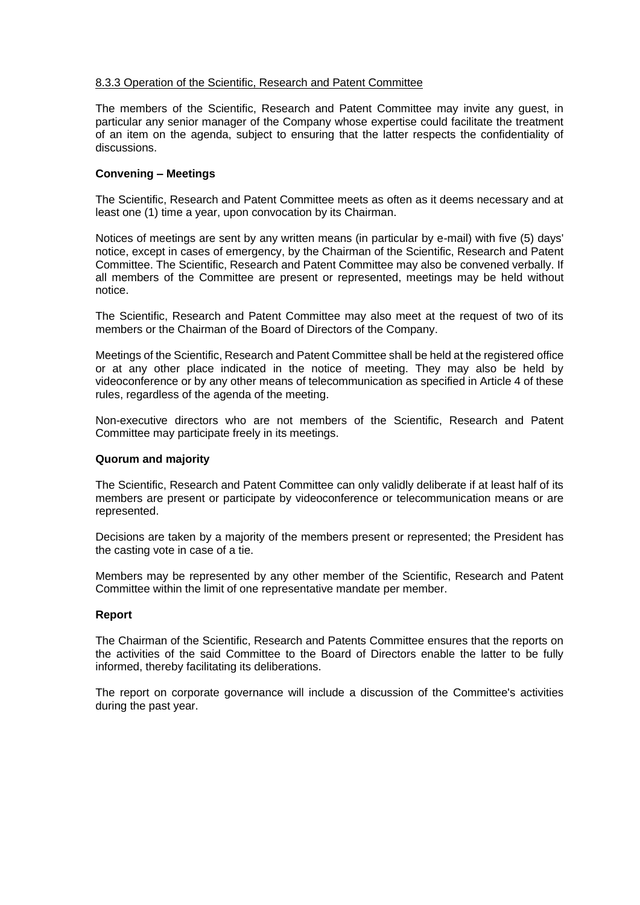8.3.3 Operation of the Scientific, Research and Patent Committee

The members of the Scientific, Research and Patent Committee may invite any guest, in particular any senior manager of the Company whose expertise could facilitate the treatment of an item on the agenda, subject to ensuring that the latter respects the confidentiality of discussions.

**Convening – Meetings**

The Scientific, Research and Patent Committee meets as often as it deems necessary and at least one (1) time a year, upon convocation by its Chairman.

Notices of meetings are sent by any written means (in particular by e-mail) with five (5) days' notice, except in cases of emergency, by the Chairman of the Scientific, Research and Patent Committee. The Scientific, Research and Patent Committee may also be convened verbally. If all members of the Committee are present or represented, meetings may be held without notice.

The Scientific, Research and Patent Committee may also meet at the request of two of its members or the Chairman of the Board of Directors of the Company.

Meetings of the Scientific, Research and Patent Committee shall be held at the registered office or at any other place indicated in the notice of meeting. They may also be held by videoconference or by any other means of telecommunication as specified in Article 4 of these rules, regardless of the agenda of the meeting.

Non-executive directors who are not members of the Scientific, Research and Patent Committee may participate freely in its meetings.

**Quorum and majority**

The Scientific, Research and Patent Committee can only validly deliberate if at least half of its members are present or participate by videoconference or telecommunication means or are represented.

Decisions are taken by a majority of the members present or represented; the President has the casting vote in case of a tie.

Members may be represented by any other member of the Scientific, Research and Patent Committee within the limit of one representative mandate per member.

**Report**

The Chairman of the Scientific, Research and Patents Committee ensures that the reports on the activities of the said Committee to the Board of Directors enable the latter to be fully informed, thereby facilitating its deliberations.

The report on corporate governance will include a discussion of the Committee's activities during the past year.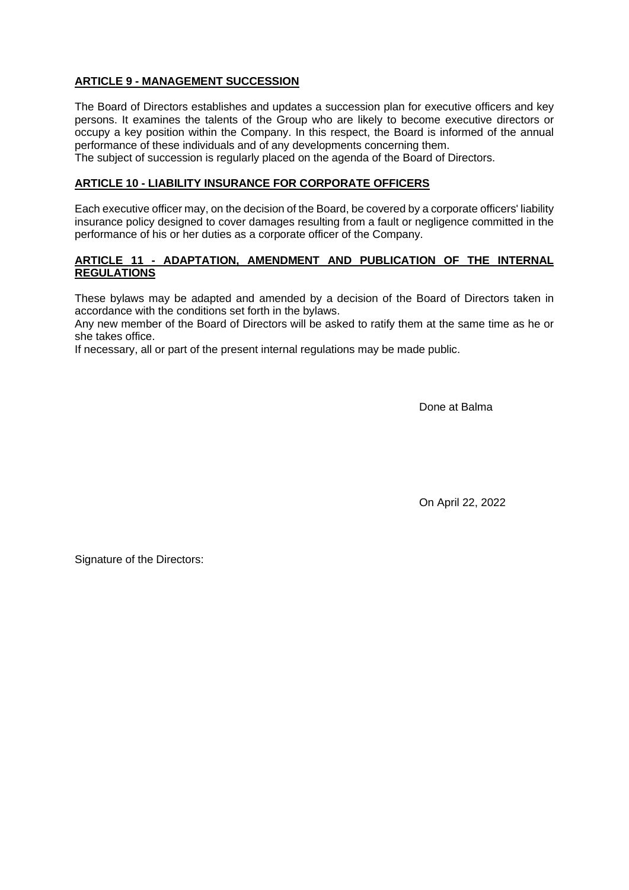## ARTICLE 9 - MANAGEMENT SUCCESSION

The Board of Directors establishes and updates a succession plan for executive officers and key persons. It examines the talents of the Group who are likely to become executive directors or occupy a key position within the Company. In this respect, the Board is informed of the annual performance of these individuals and of any developments concerning them.
The subject of succession is regularly placed on the agenda of the Board of Directors.

## ARTICLE 10 - LIABILITY INSURANCE FOR CORPORATE OFFICERS

Each executive officer may, on the decision of the Board, be covered by a corporate officers' liability insurance policy designed to cover damages resulting from a fault or negligence committed in the performance of his or her duties as a corporate officer of the Company.

## ARTICLE 11 - ADAPTATION, AMENDMENT AND PUBLICATION OF THE INTERNAL REGULATIONS

These bylaws may be adapted and amended by a decision of the Board of Directors taken in accordance with the conditions set forth in the bylaws.
Any new member of the Board of Directors will be asked to ratify them at the same time as he or she takes office.
If necessary, all or part of the present internal regulations may be made public.

Done at Balma

On April 22, 2022

Signature of the Directors: